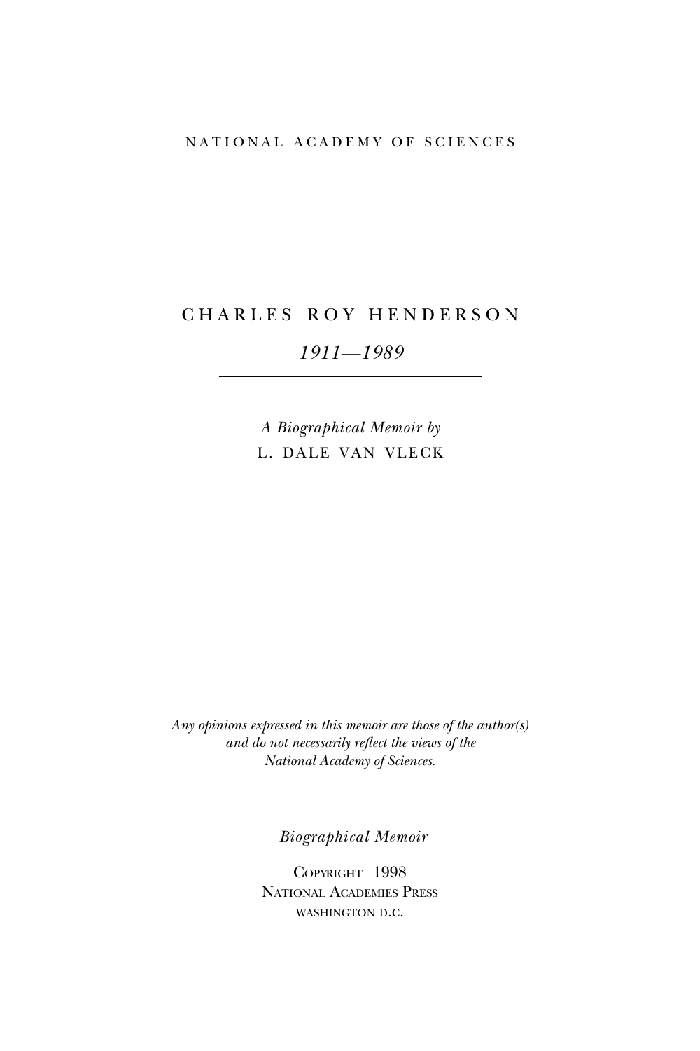NATIONAL ACADEMY OF SCIENCES

# CHARLES ROY HENDERSON

*1911—1989*

---

*A Biographical Memoir by*

L. DALE VAN VLECK

*Any opinions expressed in this memoir are those of the author(s) and do not necessarily reflect the views of the National Academy of Sciences.*

*Biographical Memoir*

COPYRIGHT 1998
NATIONAL ACADEMIES PRESS
WASHINGTON D.C.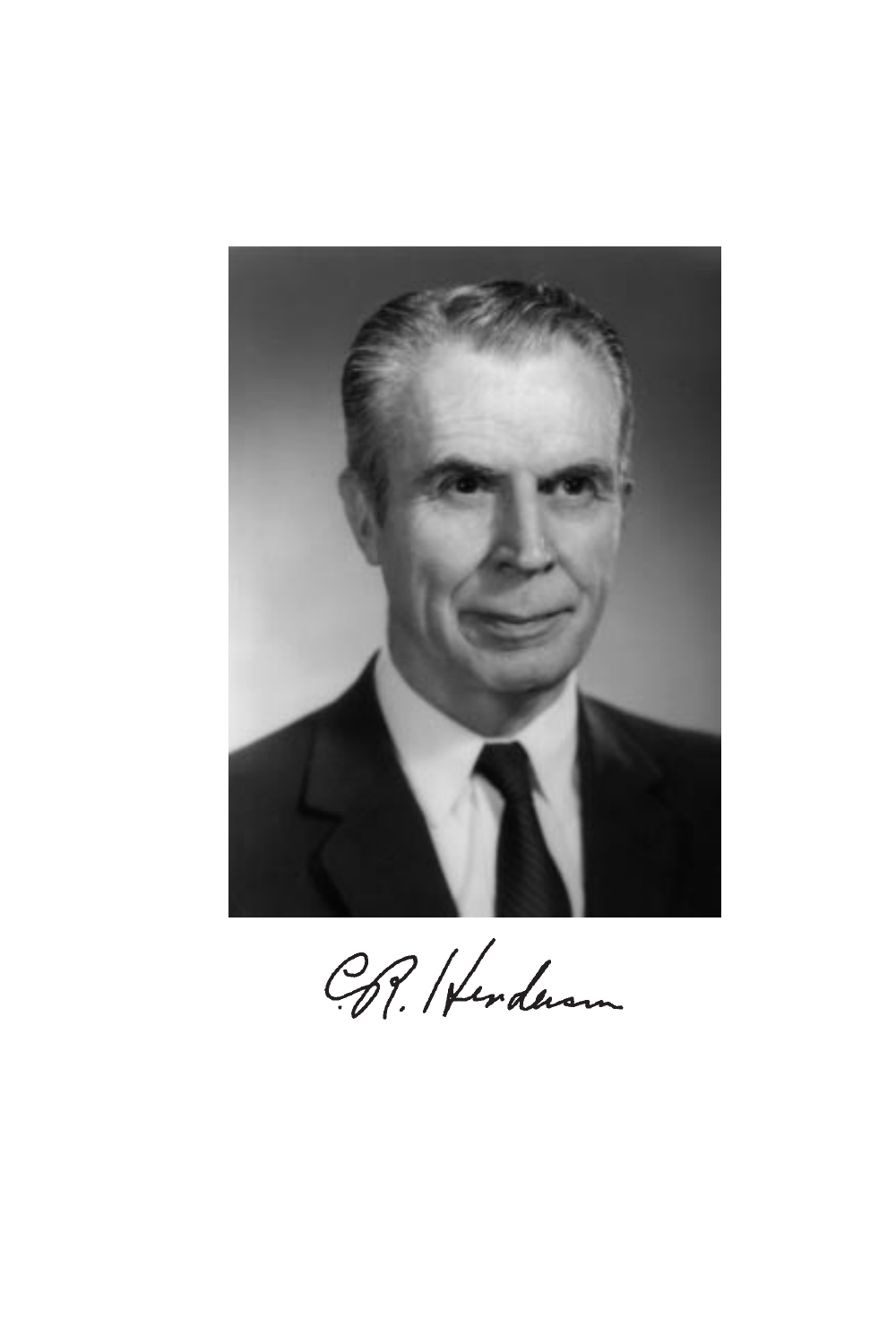C.R. Henderson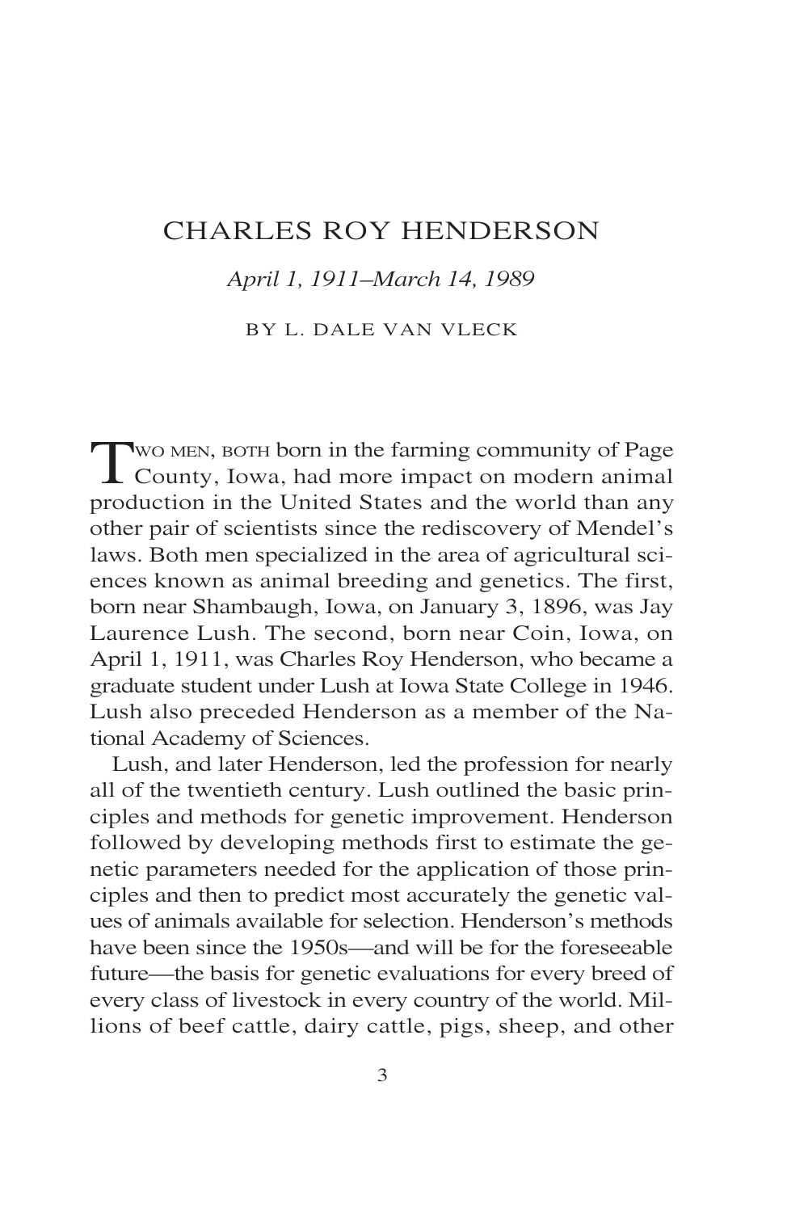# CHARLES ROY HENDERSON

*April 1, 1911–March 14, 1989*

BY L. DALE VAN VLECK

TWO MEN, BOTH born in the farming community of Page County, Iowa, had more impact on modern animal production in the United States and the world than any other pair of scientists since the rediscovery of Mendel's laws. Both men specialized in the area of agricultural sciences known as animal breeding and genetics. The first, born near Shambaugh, Iowa, on January 3, 1896, was Jay Laurence Lush. The second, born near Coin, Iowa, on April 1, 1911, was Charles Roy Henderson, who became a graduate student under Lush at Iowa State College in 1946. Lush also preceded Henderson as a member of the National Academy of Sciences.

Lush, and later Henderson, led the profession for nearly all of the twentieth century. Lush outlined the basic principles and methods for genetic improvement. Henderson followed by developing methods first to estimate the genetic parameters needed for the application of those principles and then to predict most accurately the genetic values of animals available for selection. Henderson's methods have been since the 1950s—and will be for the foreseeable future—the basis for genetic evaluations for every breed of every class of livestock in every country of the world. Millions of beef cattle, dairy cattle, pigs, sheep, and other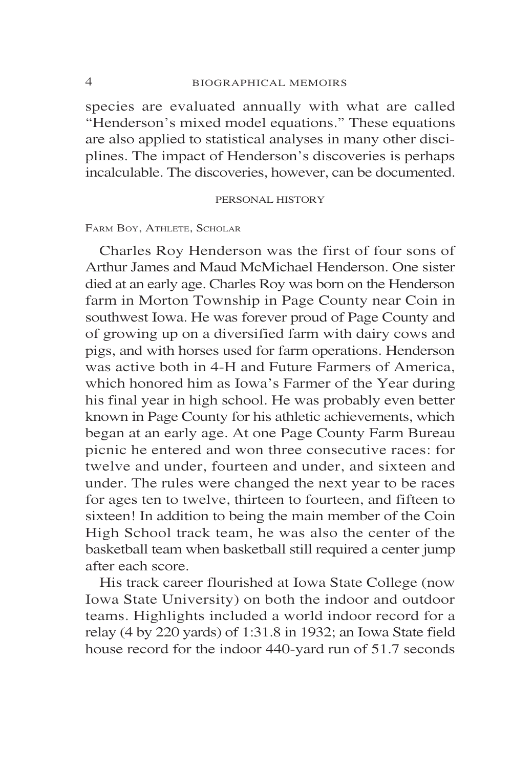species are evaluated annually with what are called "Henderson's mixed model equations." These equations are also applied to statistical analyses in many other disciplines. The impact of Henderson's discoveries is perhaps incalculable. The discoveries, however, can be documented.

## PERSONAL HISTORY

### Farm Boy, Athlete, Scholar

Charles Roy Henderson was the first of four sons of Arthur James and Maud McMichael Henderson. One sister died at an early age. Charles Roy was born on the Henderson farm in Morton Township in Page County near Coin in southwest Iowa. He was forever proud of Page County and of growing up on a diversified farm with dairy cows and pigs, and with horses used for farm operations. Henderson was active both in 4-H and Future Farmers of America, which honored him as Iowa's Farmer of the Year during his final year in high school. He was probably even better known in Page County for his athletic achievements, which began at an early age. At one Page County Farm Bureau picnic he entered and won three consecutive races: for twelve and under, fourteen and under, and sixteen and under. The rules were changed the next year to be races for ages ten to twelve, thirteen to fourteen, and fifteen to sixteen! In addition to being the main member of the Coin High School track team, he was also the center of the basketball team when basketball still required a center jump after each score.

His track career flourished at Iowa State College (now Iowa State University) on both the indoor and outdoor teams. Highlights included a world indoor record for a relay (4 by 220 yards) of 1:31.8 in 1932; an Iowa State field house record for the indoor 440-yard run of 51.7 seconds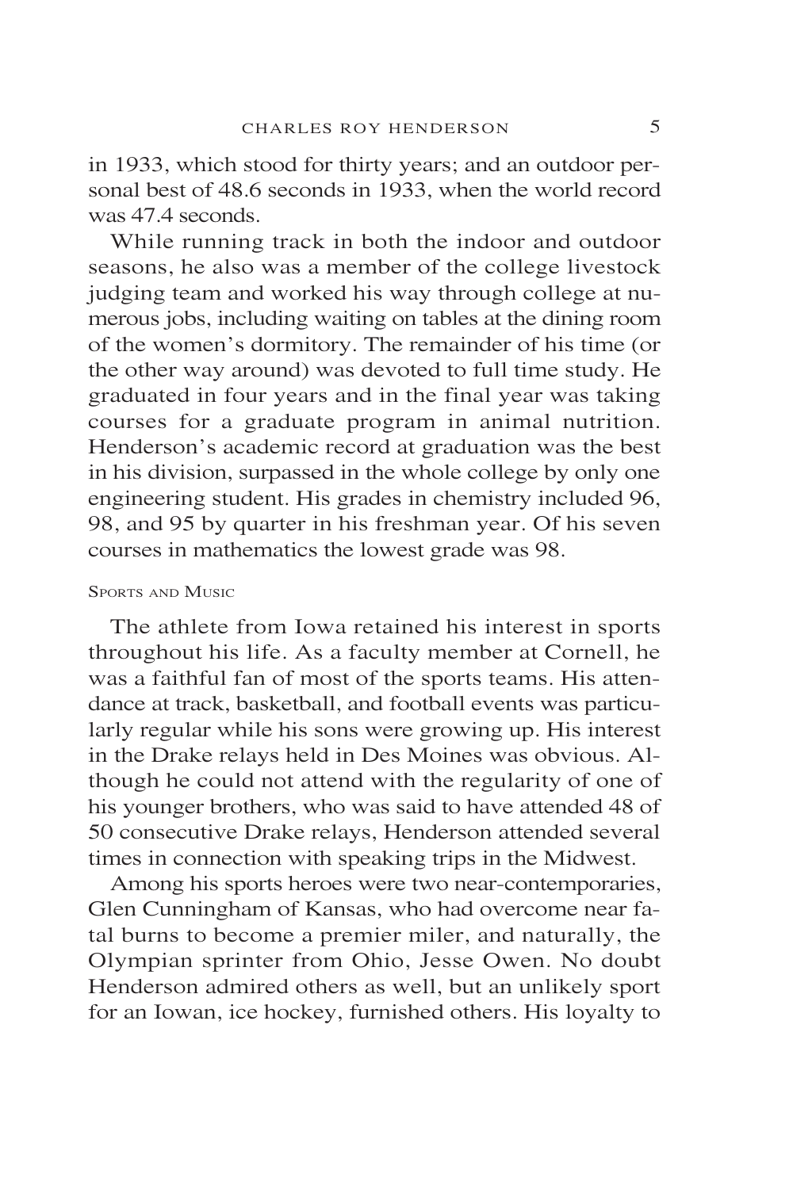in 1933, which stood for thirty years; and an outdoor personal best of 48.6 seconds in 1933, when the world record was 47.4 seconds.

While running track in both the indoor and outdoor seasons, he also was a member of the college livestock judging team and worked his way through college at numerous jobs, including waiting on tables at the dining room of the women's dormitory. The remainder of his time (or the other way around) was devoted to full time study. He graduated in four years and in the final year was taking courses for a graduate program in animal nutrition. Henderson's academic record at graduation was the best in his division, surpassed in the whole college by only one engineering student. His grades in chemistry included 96, 98, and 95 by quarter in his freshman year. Of his seven courses in mathematics the lowest grade was 98.

### Sports and Music

The athlete from Iowa retained his interest in sports throughout his life. As a faculty member at Cornell, he was a faithful fan of most of the sports teams. His attendance at track, basketball, and football events was particularly regular while his sons were growing up. His interest in the Drake relays held in Des Moines was obvious. Although he could not attend with the regularity of one of his younger brothers, who was said to have attended 48 of 50 consecutive Drake relays, Henderson attended several times in connection with speaking trips in the Midwest.

Among his sports heroes were two near-contemporaries, Glen Cunningham of Kansas, who had overcome near fatal burns to become a premier miler, and naturally, the Olympian sprinter from Ohio, Jesse Owen. No doubt Henderson admired others as well, but an unlikely sport for an Iowan, ice hockey, furnished others. His loyalty to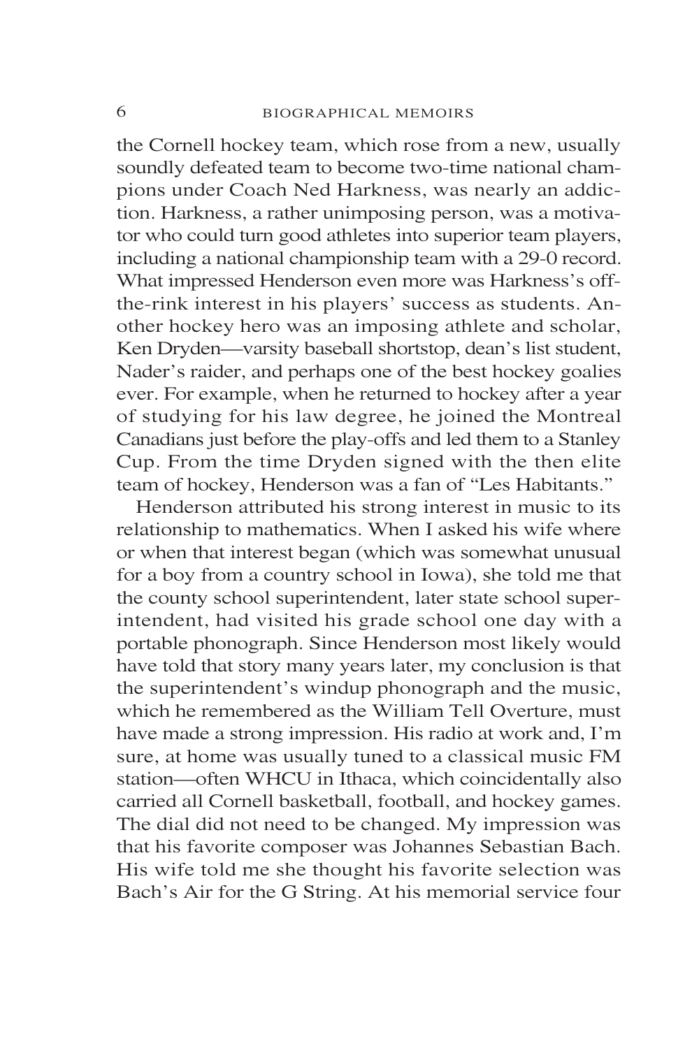the Cornell hockey team, which rose from a new, usually soundly defeated team to become two-time national champions under Coach Ned Harkness, was nearly an addiction. Harkness, a rather unimposing person, was a motivator who could turn good athletes into superior team players, including a national championship team with a 29-0 record. What impressed Henderson even more was Harkness's off-the-rink interest in his players' success as students. Another hockey hero was an imposing athlete and scholar, Ken Dryden—varsity baseball shortstop, dean's list student, Nader's raider, and perhaps one of the best hockey goalies ever. For example, when he returned to hockey after a year of studying for his law degree, he joined the Montreal Canadians just before the play-offs and led them to a Stanley Cup. From the time Dryden signed with the then elite team of hockey, Henderson was a fan of "Les Habitants."

Henderson attributed his strong interest in music to its relationship to mathematics. When I asked his wife where or when that interest began (which was somewhat unusual for a boy from a country school in Iowa), she told me that the county school superintendent, later state school superintendent, had visited his grade school one day with a portable phonograph. Since Henderson most likely would have told that story many years later, my conclusion is that the superintendent's windup phonograph and the music, which he remembered as the William Tell Overture, must have made a strong impression. His radio at work and, I'm sure, at home was usually tuned to a classical music FM station—often WHCU in Ithaca, which coincidentally also carried all Cornell basketball, football, and hockey games. The dial did not need to be changed. My impression was that his favorite composer was Johannes Sebastian Bach. His wife told me she thought his favorite selection was Bach's Air for the G String. At his memorial service four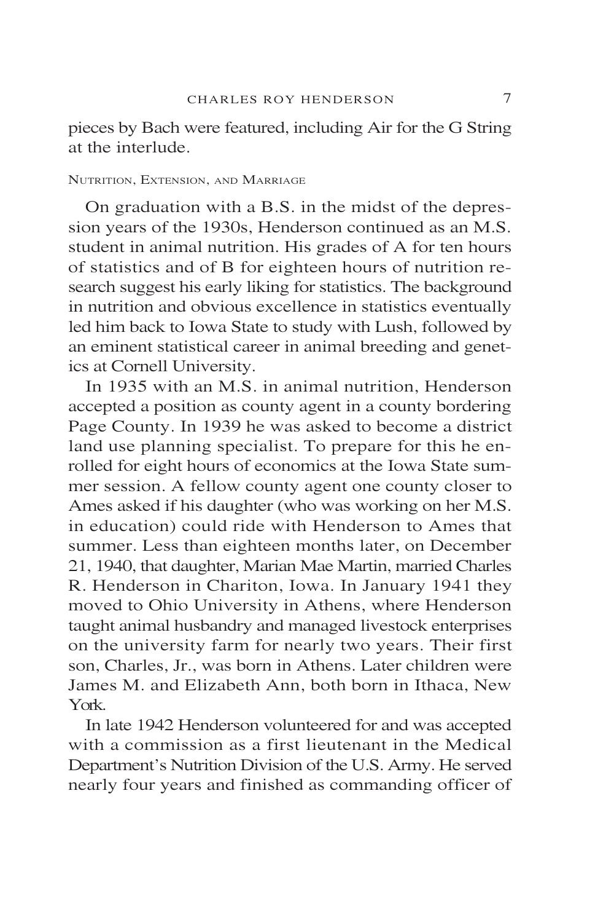pieces by Bach were featured, including Air for the G String at the interlude.

### Nutrition, Extension, and Marriage

On graduation with a B.S. in the midst of the depression years of the 1930s, Henderson continued as an M.S. student in animal nutrition. His grades of A for ten hours of statistics and of B for eighteen hours of nutrition research suggest his early liking for statistics. The background in nutrition and obvious excellence in statistics eventually led him back to Iowa State to study with Lush, followed by an eminent statistical career in animal breeding and genetics at Cornell University.

In 1935 with an M.S. in animal nutrition, Henderson accepted a position as county agent in a county bordering Page County. In 1939 he was asked to become a district land use planning specialist. To prepare for this he enrolled for eight hours of economics at the Iowa State summer session. A fellow county agent one county closer to Ames asked if his daughter (who was working on her M.S. in education) could ride with Henderson to Ames that summer. Less than eighteen months later, on December 21, 1940, that daughter, Marian Mae Martin, married Charles R. Henderson in Chariton, Iowa. In January 1941 they moved to Ohio University in Athens, where Henderson taught animal husbandry and managed livestock enterprises on the university farm for nearly two years. Their first son, Charles, Jr., was born in Athens. Later children were James M. and Elizabeth Ann, both born in Ithaca, New York.

In late 1942 Henderson volunteered for and was accepted with a commission as a first lieutenant in the Medical Department's Nutrition Division of the U.S. Army. He served nearly four years and finished as commanding officer of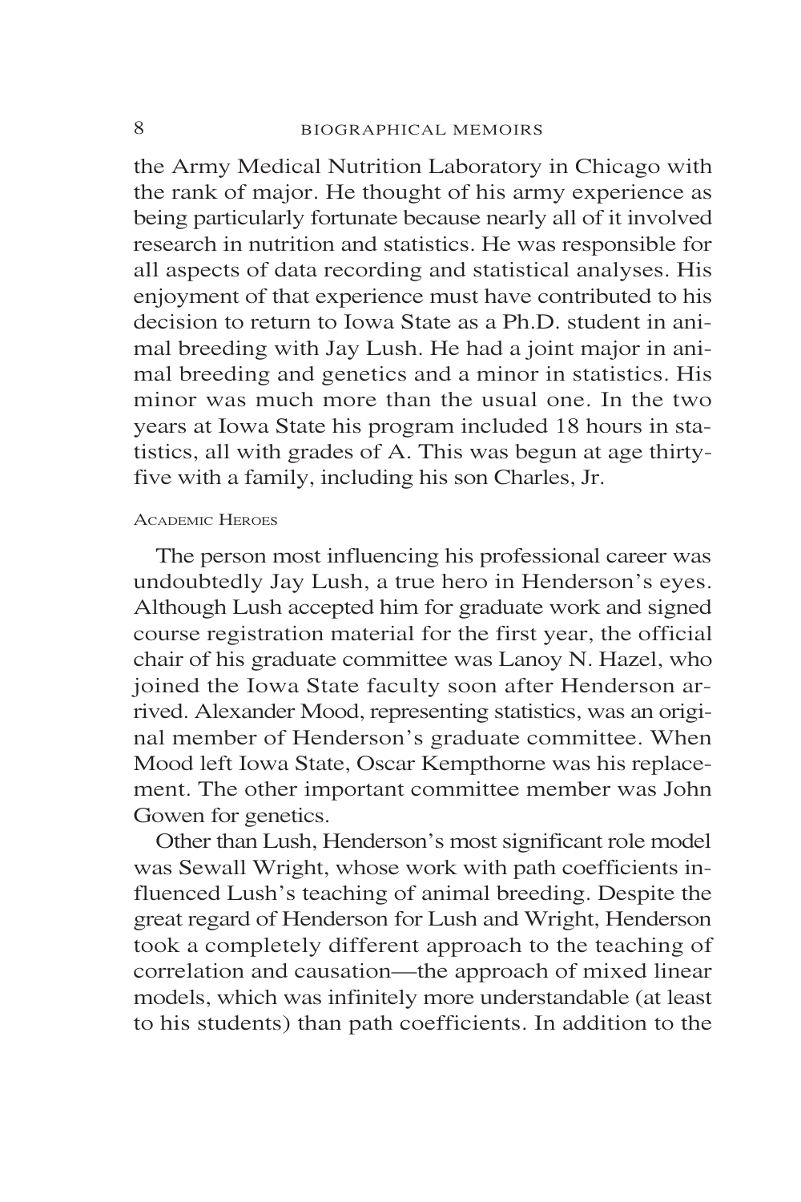the Army Medical Nutrition Laboratory in Chicago with the rank of major. He thought of his army experience as being particularly fortunate because nearly all of it involved research in nutrition and statistics. He was responsible for all aspects of data recording and statistical analyses. His enjoyment of that experience must have contributed to his decision to return to Iowa State as a Ph.D. student in animal breeding with Jay Lush. He had a joint major in animal breeding and genetics and a minor in statistics. His minor was much more than the usual one. In the two years at Iowa State his program included 18 hours in statistics, all with grades of A. This was begun at age thirty-five with a family, including his son Charles, Jr.

## Academic Heroes

The person most influencing his professional career was undoubtedly Jay Lush, a true hero in Henderson's eyes. Although Lush accepted him for graduate work and signed course registration material for the first year, the official chair of his graduate committee was Lanoy N. Hazel, who joined the Iowa State faculty soon after Henderson arrived. Alexander Mood, representing statistics, was an original member of Henderson's graduate committee. When Mood left Iowa State, Oscar Kempthorne was his replacement. The other important committee member was John Gowen for genetics.

Other than Lush, Henderson's most significant role model was Sewall Wright, whose work with path coefficients influenced Lush's teaching of animal breeding. Despite the great regard of Henderson for Lush and Wright, Henderson took a completely different approach to the teaching of correlation and causation—the approach of mixed linear models, which was infinitely more understandable (at least to his students) than path coefficients. In addition to the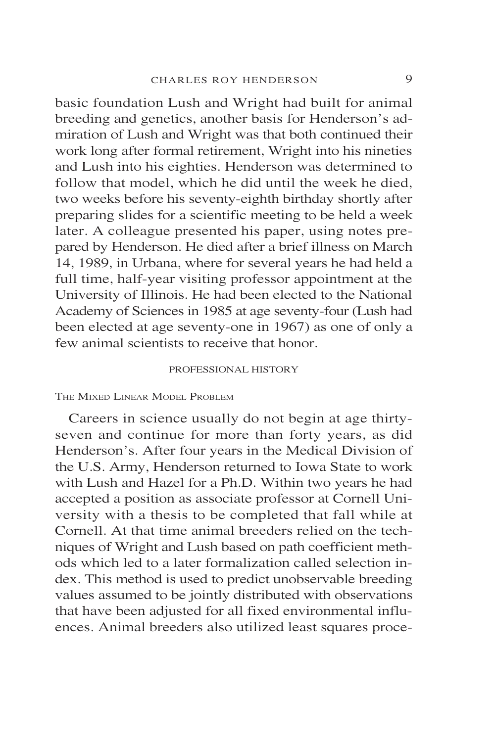basic foundation Lush and Wright had built for animal breeding and genetics, another basis for Henderson's admiration of Lush and Wright was that both continued their work long after formal retirement, Wright into his nineties and Lush into his eighties. Henderson was determined to follow that model, which he did until the week he died, two weeks before his seventy-eighth birthday shortly after preparing slides for a scientific meeting to be held a week later. A colleague presented his paper, using notes prepared by Henderson. He died after a brief illness on March 14, 1989, in Urbana, where for several years he had held a full time, half-year visiting professor appointment at the University of Illinois. He had been elected to the National Academy of Sciences in 1985 at age seventy-four (Lush had been elected at age seventy-one in 1967) as one of only a few animal scientists to receive that honor.

## PROFESSIONAL HISTORY

### The Mixed Linear Model Problem

Careers in science usually do not begin at age thirty-seven and continue for more than forty years, as did Henderson's. After four years in the Medical Division of the U.S. Army, Henderson returned to Iowa State to work with Lush and Hazel for a Ph.D. Within two years he had accepted a position as associate professor at Cornell University with a thesis to be completed that fall while at Cornell. At that time animal breeders relied on the techniques of Wright and Lush based on path coefficient methods which led to a later formalization called selection index. This method is used to predict unobservable breeding values assumed to be jointly distributed with observations that have been adjusted for all fixed environmental influences. Animal breeders also utilized least squares proce-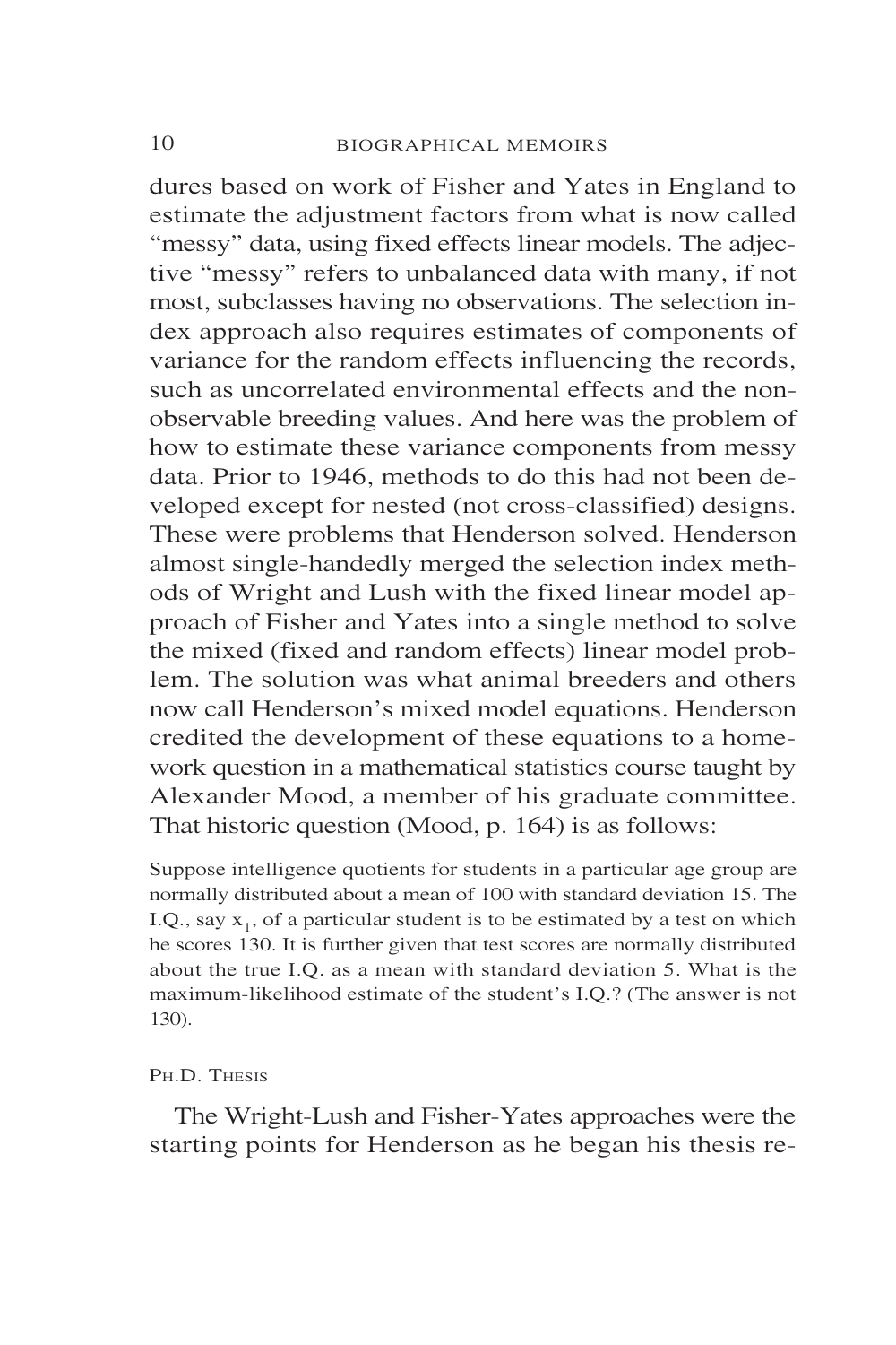dures based on work of Fisher and Yates in England to estimate the adjustment factors from what is now called "messy" data, using fixed effects linear models. The adjective "messy" refers to unbalanced data with many, if not most, subclasses having no observations. The selection index approach also requires estimates of components of variance for the random effects influencing the records, such as uncorrelated environmental effects and the non-observable breeding values. And here was the problem of how to estimate these variance components from messy data. Prior to 1946, methods to do this had not been developed except for nested (not cross-classified) designs. These were problems that Henderson solved. Henderson almost single-handedly merged the selection index methods of Wright and Lush with the fixed linear model approach of Fisher and Yates into a single method to solve the mixed (fixed and random effects) linear model problem. The solution was what animal breeders and others now call Henderson's mixed model equations. Henderson credited the development of these equations to a homework question in a mathematical statistics course taught by Alexander Mood, a member of his graduate committee. That historic question (Mood, p. 164) is as follows:

> Suppose intelligence quotients for students in a particular age group are normally distributed about a mean of 100 with standard deviation 15. The I.Q., say $x_1$, of a particular student is to be estimated by a test on which he scores 130. It is further given that test scores are normally distributed about the true I.Q. as a mean with standard deviation 5. What is the maximum-likelihood estimate of the student's I.Q.? (The answer is not 130).

## Ph.D. Thesis

The Wright-Lush and Fisher-Yates approaches were the starting points for Henderson as he began his thesis re-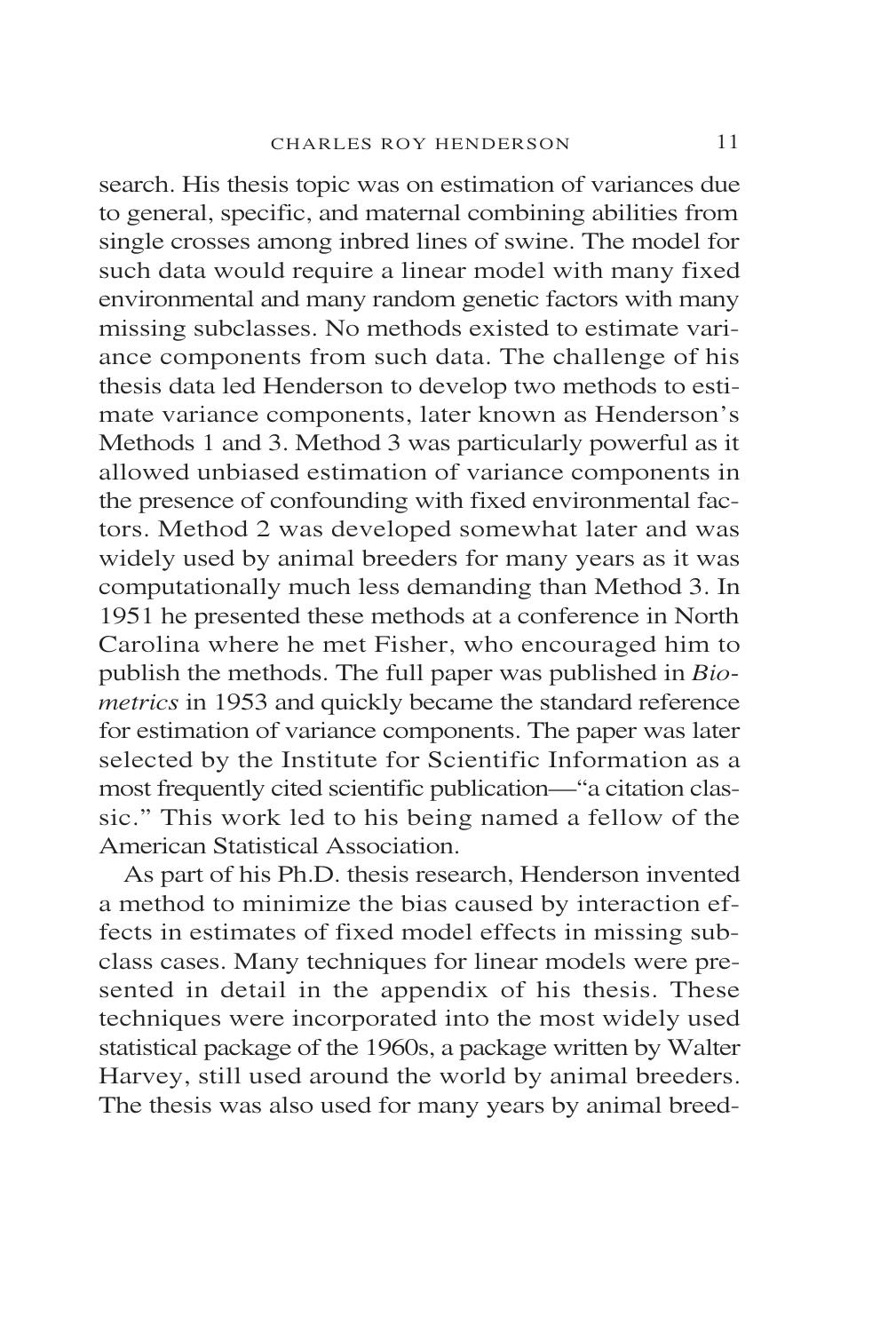search. His thesis topic was on estimation of variances due to general, specific, and maternal combining abilities from single crosses among inbred lines of swine. The model for such data would require a linear model with many fixed environmental and many random genetic factors with many missing subclasses. No methods existed to estimate variance components from such data. The challenge of his thesis data led Henderson to develop two methods to estimate variance components, later known as Henderson's Methods 1 and 3. Method 3 was particularly powerful as it allowed unbiased estimation of variance components in the presence of confounding with fixed environmental factors. Method 2 was developed somewhat later and was widely used by animal breeders for many years as it was computationally much less demanding than Method 3. In 1951 he presented these methods at a conference in North Carolina where he met Fisher, who encouraged him to publish the methods. The full paper was published in *Biometrics* in 1953 and quickly became the standard reference for estimation of variance components. The paper was later selected by the Institute for Scientific Information as a most frequently cited scientific publication—"a citation classic." This work led to his being named a fellow of the American Statistical Association.

As part of his Ph.D. thesis research, Henderson invented a method to minimize the bias caused by interaction effects in estimates of fixed model effects in missing subclass cases. Many techniques for linear models were presented in detail in the appendix of his thesis. These techniques were incorporated into the most widely used statistical package of the 1960s, a package written by Walter Harvey, still used around the world by animal breeders. The thesis was also used for many years by animal breed-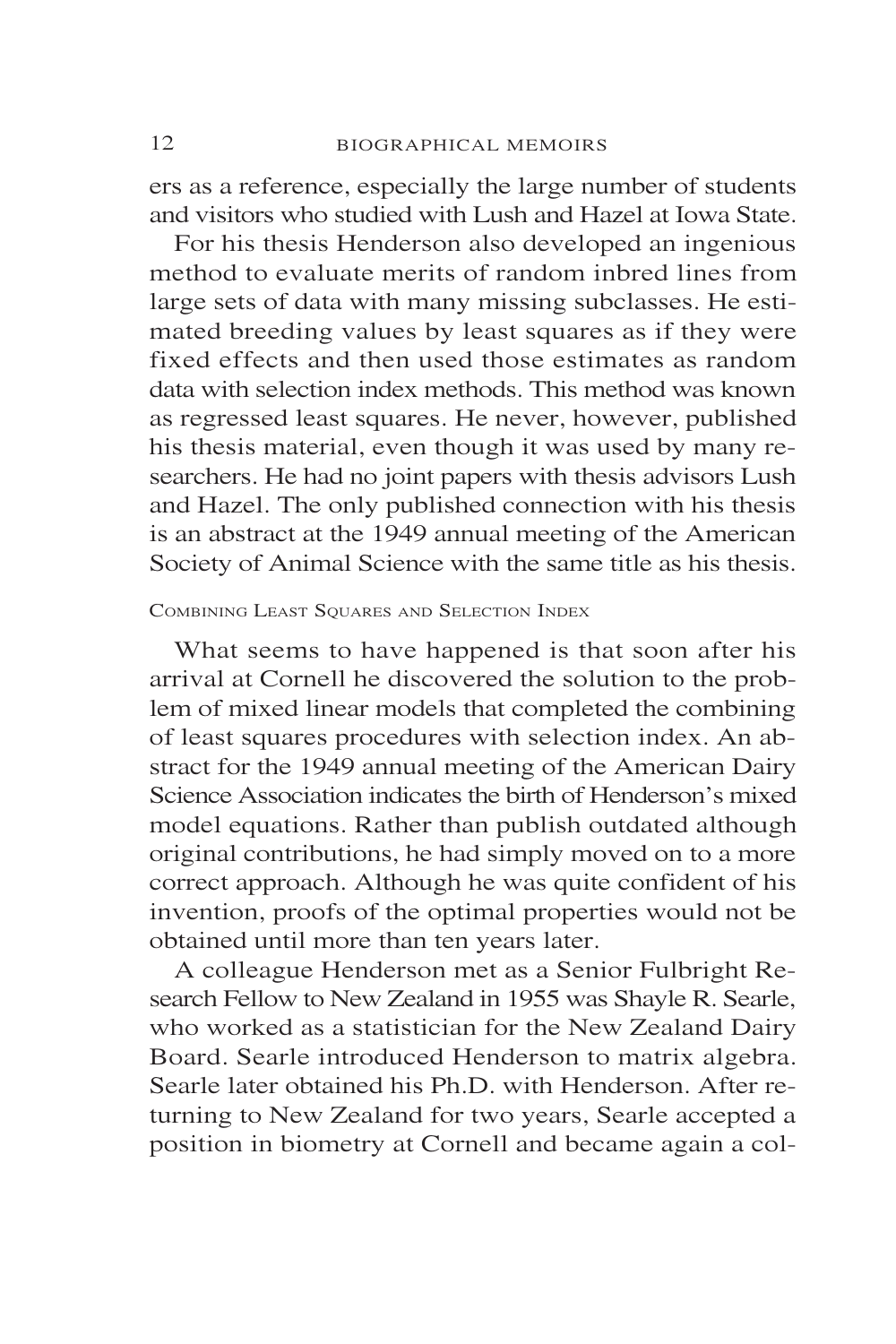ers as a reference, especially the large number of students and visitors who studied with Lush and Hazel at Iowa State.

For his thesis Henderson also developed an ingenious method to evaluate merits of random inbred lines from large sets of data with many missing subclasses. He estimated breeding values by least squares as if they were fixed effects and then used those estimates as random data with selection index methods. This method was known as regressed least squares. He never, however, published his thesis material, even though it was used by many researchers. He had no joint papers with thesis advisors Lush and Hazel. The only published connection with his thesis is an abstract at the 1949 annual meeting of the American Society of Animal Science with the same title as his thesis.

### Combining Least Squares and Selection Index

What seems to have happened is that soon after his arrival at Cornell he discovered the solution to the problem of mixed linear models that completed the combining of least squares procedures with selection index. An abstract for the 1949 annual meeting of the American Dairy Science Association indicates the birth of Henderson's mixed model equations. Rather than publish outdated although original contributions, he had simply moved on to a more correct approach. Although he was quite confident of his invention, proofs of the optimal properties would not be obtained until more than ten years later.

A colleague Henderson met as a Senior Fulbright Research Fellow to New Zealand in 1955 was Shayle R. Searle, who worked as a statistician for the New Zealand Dairy Board. Searle introduced Henderson to matrix algebra. Searle later obtained his Ph.D. with Henderson. After returning to New Zealand for two years, Searle accepted a position in biometry at Cornell and became again a col-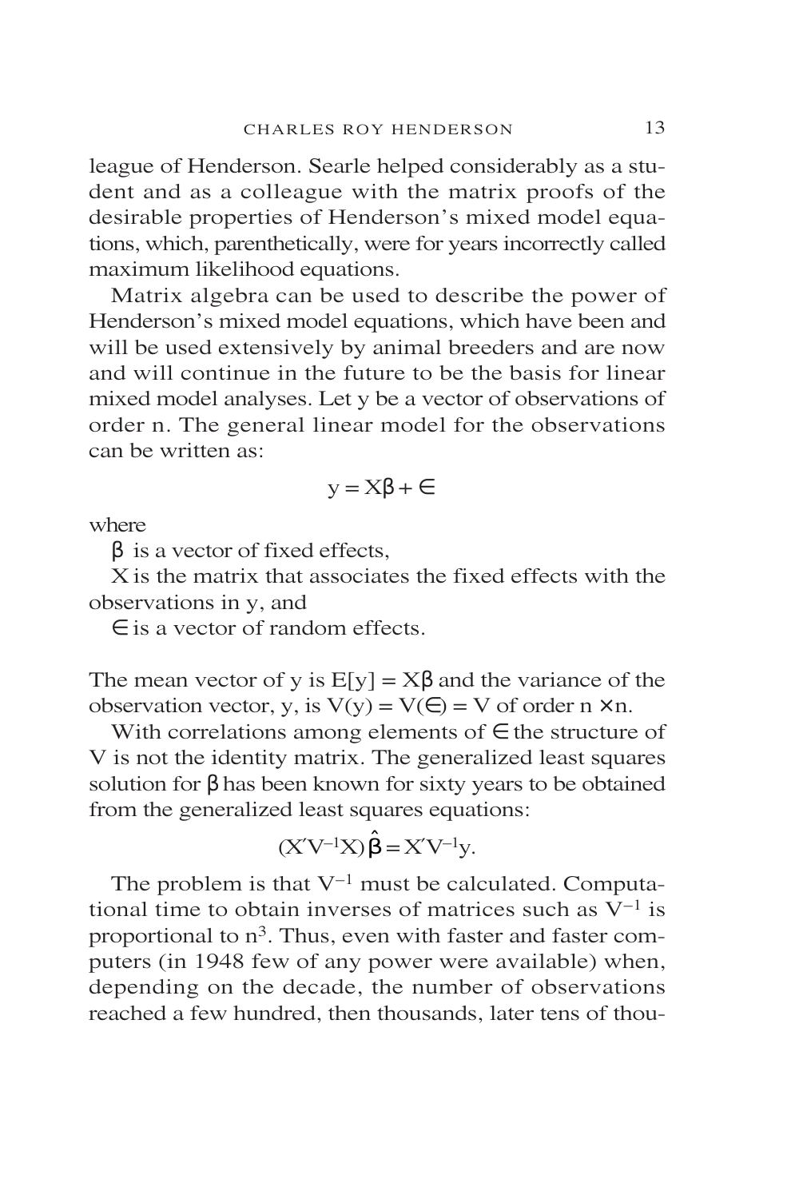league of Henderson. Searle helped considerably as a student and as a colleague with the matrix proofs of the desirable properties of Henderson's mixed model equations, which, parenthetically, were for years incorrectly called maximum likelihood equations.

Matrix algebra can be used to describe the power of Henderson's mixed model equations, which have been and will be used extensively by animal breeders and are now and will continue in the future to be the basis for linear mixed model analyses. Let y be a vector of observations of order n. The general linear model for the observations can be written as:

$$y = X\beta + \in$$

where

$\beta$ is a vector of fixed effects,

X is the matrix that associates the fixed effects with the observations in y, and

$\in$ is a vector of random effects.

The mean vector of y is $E[y] = X\beta$ and the variance of the observation vector, y, is $V(y) = V(\in) = V$ of order $n \times n$.

With correlations among elements of $\in$ the structure of V is not the identity matrix. The generalized least squares solution for $\beta$ has been known for sixty years to be obtained from the generalized least squares equations:

$$(X'V^{-1}X)\hat{\beta} = X'V^{-1}y.$$

The problem is that $V^{-1}$ must be calculated. Computational time to obtain inverses of matrices such as $V^{-1}$ is proportional to $n^3$. Thus, even with faster and faster computers (in 1948 few of any power were available) when, depending on the decade, the number of observations reached a few hundred, then thousands, later tens of thou-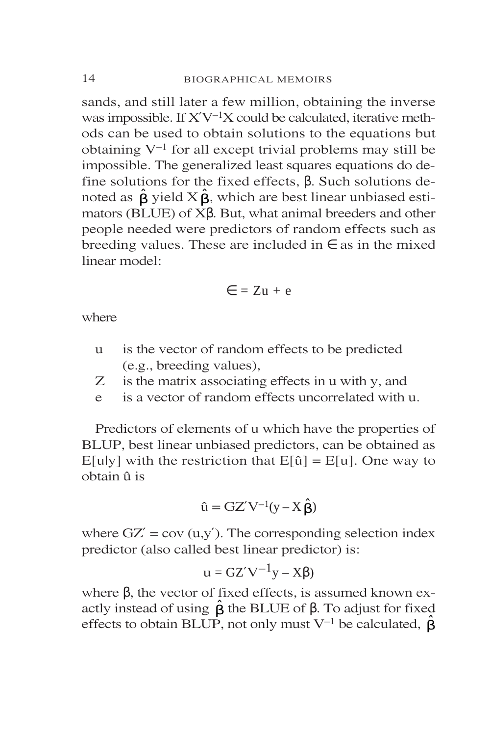sands, and still later a few million, obtaining the inverse was impossible. If $X'V^{-1}X$ could be calculated, iterative methods can be used to obtain solutions to the equations but obtaining $V^{-1}$ for all except trivial problems may still be impossible. The generalized least squares equations do define solutions for the fixed effects, $\beta$. Such solutions denoted as $\hat{\beta}$ yield $X\hat{\beta}$, which are best linear unbiased estimators (BLUE) of $X\beta$. But, what animal breeders and other people needed were predictors of random effects such as breeding values. These are included in $\in$ as in the mixed linear model:

$$\in = Zu + e$$

where

- u is the vector of random effects to be predicted (e.g., breeding values),
- Z is the matrix associating effects in u with y, and
- e is a vector of random effects uncorrelated with u.

Predictors of elements of u which have the properties of BLUP, best linear unbiased predictors, can be obtained as $E[u|y]$ with the restriction that $E[\hat{u}] = E[u]$. One way to obtain $\hat{u}$ is

$$\hat{u} = GZ'V^{-1}(y - X\hat{\beta})$$

where $GZ' = \text{cov}(u,y')$. The corresponding selection index predictor (also called best linear predictor) is:

$$u = GZ'V^{-1}y - X\beta)$$

where $\beta$, the vector of fixed effects, is assumed known exactly instead of using $\hat{\beta}$ the BLUE of $\beta$. To adjust for fixed effects to obtain BLUP, not only must $V^{-1}$ be calculated, $\hat{\beta}$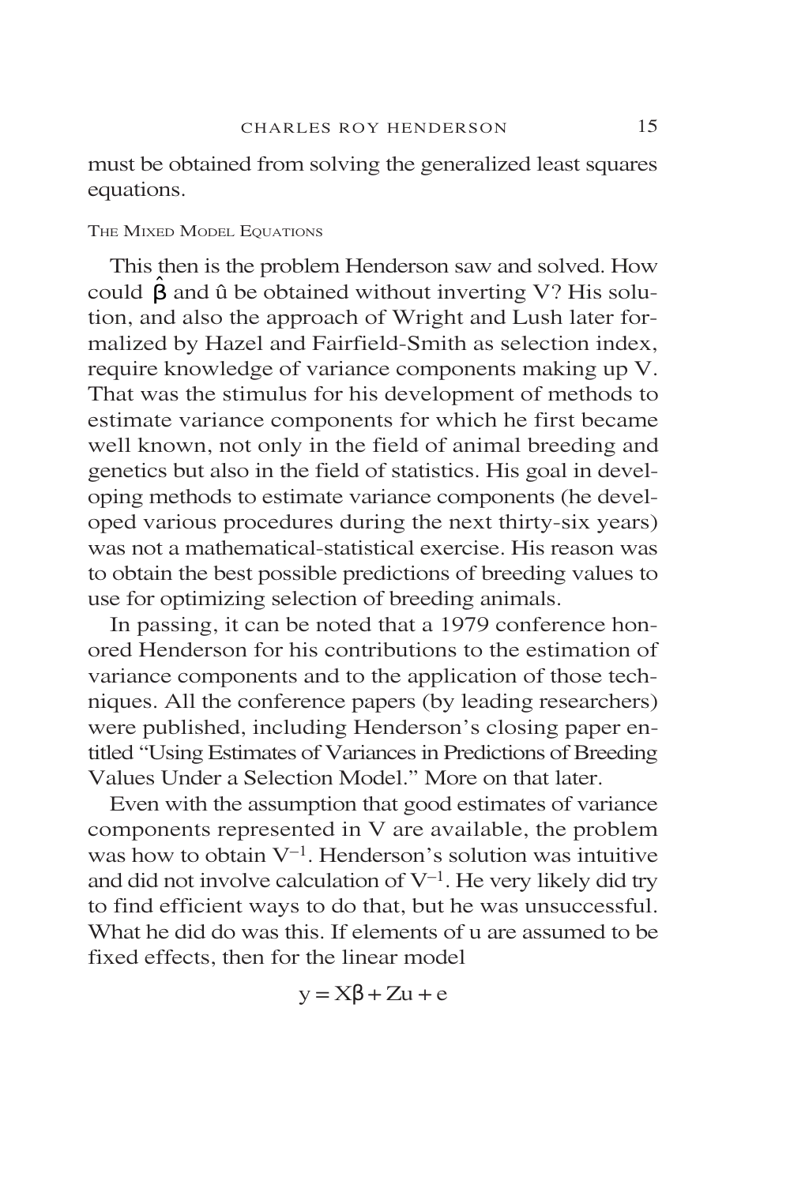must be obtained from solving the generalized least squares equations.

### The Mixed Model Equations

This then is the problem Henderson saw and solved. How could $\hat{\beta}$ and $\hat{u}$ be obtained without inverting V? His solution, and also the approach of Wright and Lush later formalized by Hazel and Fairfield-Smith as selection index, require knowledge of variance components making up V. That was the stimulus for his development of methods to estimate variance components for which he first became well known, not only in the field of animal breeding and genetics but also in the field of statistics. His goal in developing methods to estimate variance components (he developed various procedures during the next thirty-six years) was not a mathematical-statistical exercise. His reason was to obtain the best possible predictions of breeding values to use for optimizing selection of breeding animals.

In passing, it can be noted that a 1979 conference honored Henderson for his contributions to the estimation of variance components and to the application of those techniques. All the conference papers (by leading researchers) were published, including Henderson's closing paper entitled "Using Estimates of Variances in Predictions of Breeding Values Under a Selection Model." More on that later.

Even with the assumption that good estimates of variance components represented in V are available, the problem was how to obtain $V^{-1}$. Henderson's solution was intuitive and did not involve calculation of $V^{-1}$. He very likely did try to find efficient ways to do that, but he was unsuccessful. What he did do was this. If elements of u are assumed to be fixed effects, then for the linear model

$$y = X\beta + Zu + e$$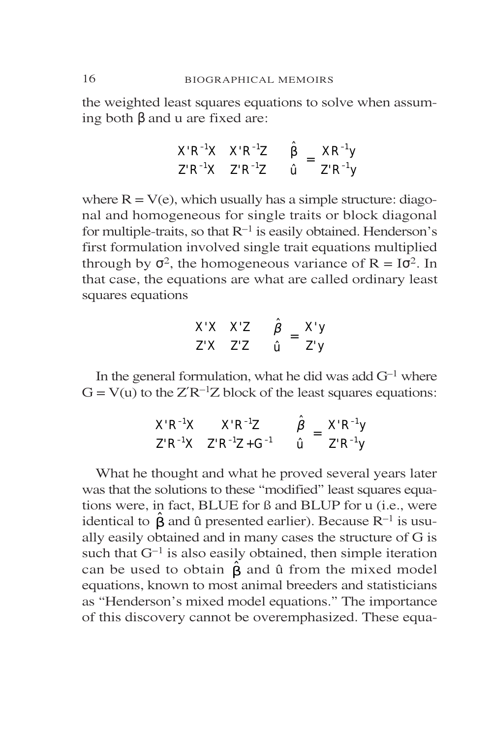the weighted least squares equations to solve when assuming both $\beta$ and u are fixed are:

$$\begin{bmatrix} X'R^{-1}X & X'R^{-1}Z \\ Z'R^{-1}X & Z'R^{-1}Z \end{bmatrix} \begin{bmatrix} \hat{\beta} \\ \hat{u} \end{bmatrix} = \begin{bmatrix} XR^{-1}y \\ Z'R^{-1}y \end{bmatrix}$$

where $R = V(e)$, which usually has a simple structure: diagonal and homogeneous for single traits or block diagonal for multiple-traits, so that $R^{-1}$ is easily obtained. Henderson's first formulation involved single trait equations multiplied through by $\sigma^2$, the homogeneous variance of $R = I\sigma^2$. In that case, the equations are what are called ordinary least squares equations

$$\begin{bmatrix} X'X & X'Z \\ Z'X & Z'Z \end{bmatrix} \begin{bmatrix} \hat{\beta} \\ \hat{u} \end{bmatrix} = \begin{bmatrix} X'y \\ Z'y \end{bmatrix}$$

In the general formulation, what he did was add $G^{-1}$ where $G = V(u)$ to the $Z'R^{-1}Z$ block of the least squares equations:

$$\begin{bmatrix} X'R^{-1}X & X'R^{-1}Z \\ Z'R^{-1}X & Z'R^{-1}Z + G^{-1} \end{bmatrix} \begin{bmatrix} \hat{\beta} \\ \hat{u} \end{bmatrix} = \begin{bmatrix} X'R^{-1}y \\ Z'R^{-1}y \end{bmatrix}$$

What he thought and what he proved several years later was that the solutions to these "modified" least squares equations were, in fact, BLUE for ß and BLUP for u (i.e., were identical to $\hat{\beta}$ and û presented earlier). Because $R^{-1}$ is usually easily obtained and in many cases the structure of G is such that $G^{-1}$ is also easily obtained, then simple iteration can be used to obtain $\hat{\beta}$ and û from the mixed model equations, known to most animal breeders and statisticians as "Henderson's mixed model equations." The importance of this discovery cannot be overemphasized. These equa-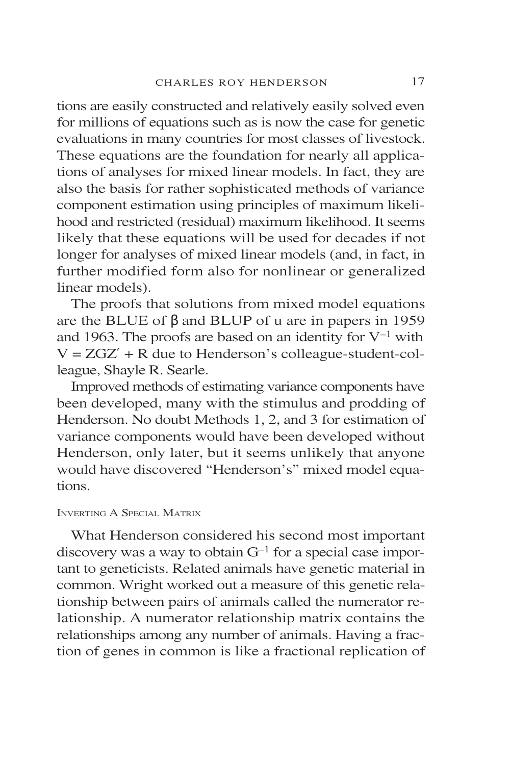tions are easily constructed and relatively easily solved even for millions of equations such as is now the case for genetic evaluations in many countries for most classes of livestock. These equations are the foundation for nearly all applications of analyses for mixed linear models. In fact, they are also the basis for rather sophisticated methods of variance component estimation using principles of maximum likelihood and restricted (residual) maximum likelihood. It seems likely that these equations will be used for decades if not longer for analyses of mixed linear models (and, in fact, in further modified form also for nonlinear or generalized linear models).

The proofs that solutions from mixed model equations are the BLUE of $\beta$ and BLUP of u are in papers in 1959 and 1963. The proofs are based on an identity for $V^{-1}$ with $V = ZGZ' + R$ due to Henderson's colleague-student-colleague, Shayle R. Searle.

Improved methods of estimating variance components have been developed, many with the stimulus and prodding of Henderson. No doubt Methods 1, 2, and 3 for estimation of variance components would have been developed without Henderson, only later, but it seems unlikely that anyone would have discovered "Henderson's" mixed model equations.

### Inverting A Special Matrix

What Henderson considered his second most important discovery was a way to obtain $G^{-1}$ for a special case important to geneticists. Related animals have genetic material in common. Wright worked out a measure of this genetic relationship between pairs of animals called the numerator relationship. A numerator relationship matrix contains the relationships among any number of animals. Having a fraction of genes in common is like a fractional replication of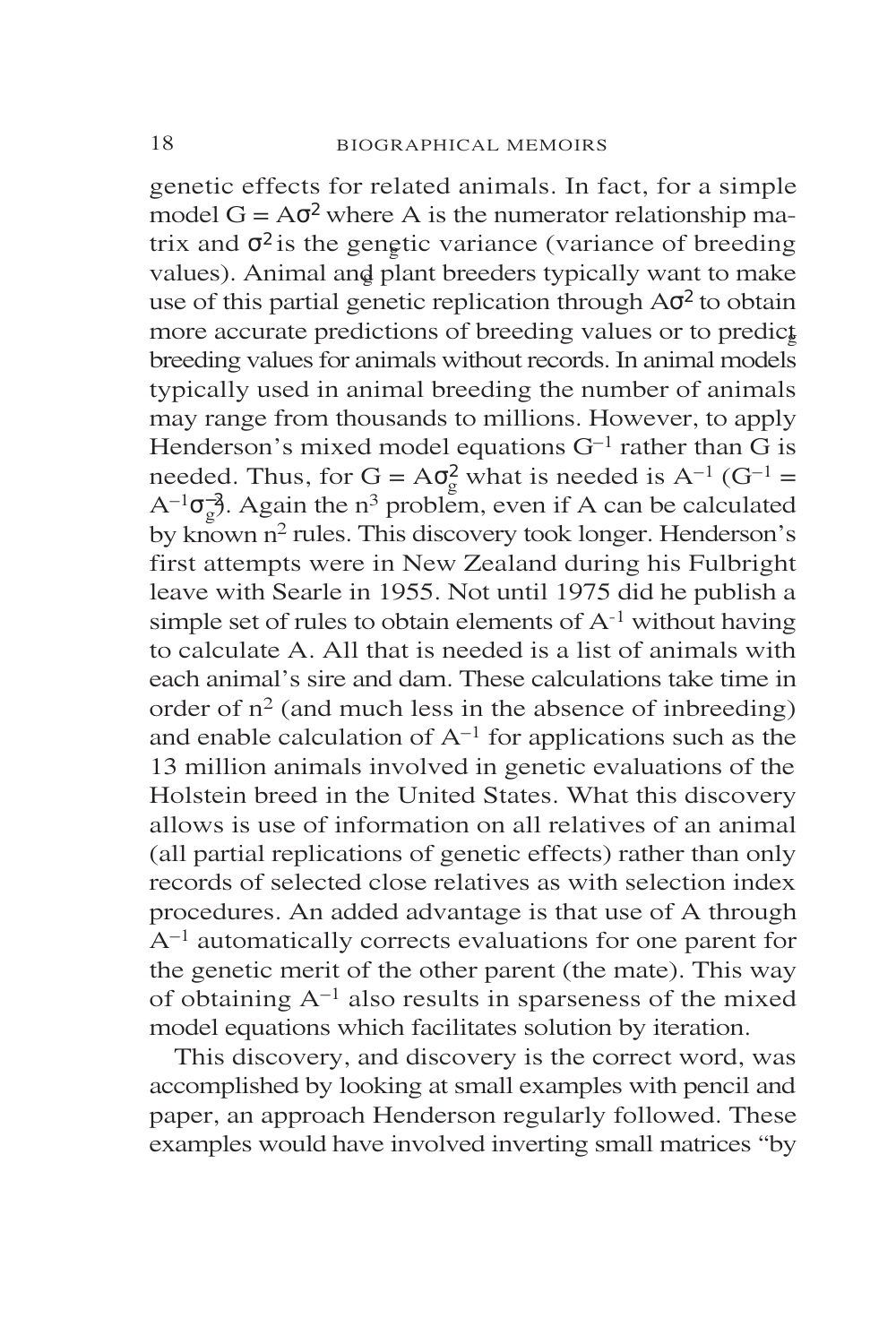genetic effects for related animals. In fact, for a simple model $G = A\sigma_g^2$ where A is the numerator relationship matrix and $\sigma_g^2$ is the genetic variance (variance of breeding values). Animal and plant breeders typically want to make use of this partial genetic replication through $A\sigma_g^2$ to obtain more accurate predictions of breeding values or to predict breeding values for animals without records. In animal models typically used in animal breeding the number of animals may range from thousands to millions. However, to apply Henderson's mixed model equations $G^{-1}$ rather than G is needed. Thus, for $G = A\sigma_g^2$ what is needed is $A^{-1}$ ($G^{-1} = A^{-1}\sigma_g^{-2}$). Again the $n^3$ problem, even if A can be calculated by known $n^2$ rules. This discovery took longer. Henderson's first attempts were in New Zealand during his Fulbright leave with Searle in 1955. Not until 1975 did he publish a simple set of rules to obtain elements of $A^{-1}$ without having to calculate A. All that is needed is a list of animals with each animal's sire and dam. These calculations take time in order of $n^2$ (and much less in the absence of inbreeding) and enable calculation of $A^{-1}$ for applications such as the 13 million animals involved in genetic evaluations of the Holstein breed in the United States. What this discovery allows is use of information on all relatives of an animal (all partial replications of genetic effects) rather than only records of selected close relatives as with selection index procedures. An added advantage is that use of A through $A^{-1}$ automatically corrects evaluations for one parent for the genetic merit of the other parent (the mate). This way of obtaining $A^{-1}$ also results in sparseness of the mixed model equations which facilitates solution by iteration.

This discovery, and discovery is the correct word, was accomplished by looking at small examples with pencil and paper, an approach Henderson regularly followed. These examples would have involved inverting small matrices "by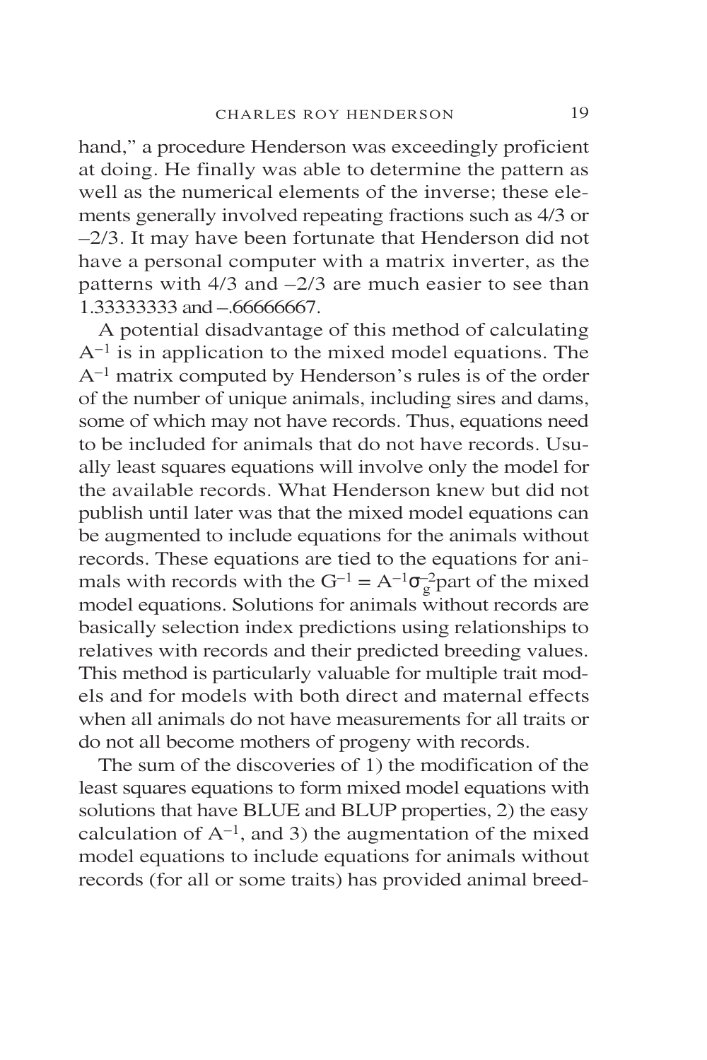hand," a procedure Henderson was exceedingly proficient at doing. He finally was able to determine the pattern as well as the numerical elements of the inverse; these elements generally involved repeating fractions such as 4/3 or –2/3. It may have been fortunate that Henderson did not have a personal computer with a matrix inverter, as the patterns with 4/3 and –2/3 are much easier to see than 1.33333333 and –.66666667.

A potential disadvantage of this method of calculating $A^{-1}$ is in application to the mixed model equations. The $A^{-1}$ matrix computed by Henderson's rules is of the order of the number of unique animals, including sires and dams, some of which may not have records. Thus, equations need to be included for animals that do not have records. Usually least squares equations will involve only the model for the available records. What Henderson knew but did not publish until later was that the mixed model equations can be augmented to include equations for the animals without records. These equations are tied to the equations for animals with records with the $G^{-1} = A^{-1}\sigma_g^{-2}$ part of the mixed model equations. Solutions for animals without records are basically selection index predictions using relationships to relatives with records and their predicted breeding values. This method is particularly valuable for multiple trait models and for models with both direct and maternal effects when all animals do not have measurements for all traits or do not all become mothers of progeny with records.

The sum of the discoveries of 1) the modification of the least squares equations to form mixed model equations with solutions that have BLUE and BLUP properties, 2) the easy calculation of $A^{-1}$, and 3) the augmentation of the mixed model equations to include equations for animals without records (for all or some traits) has provided animal breed-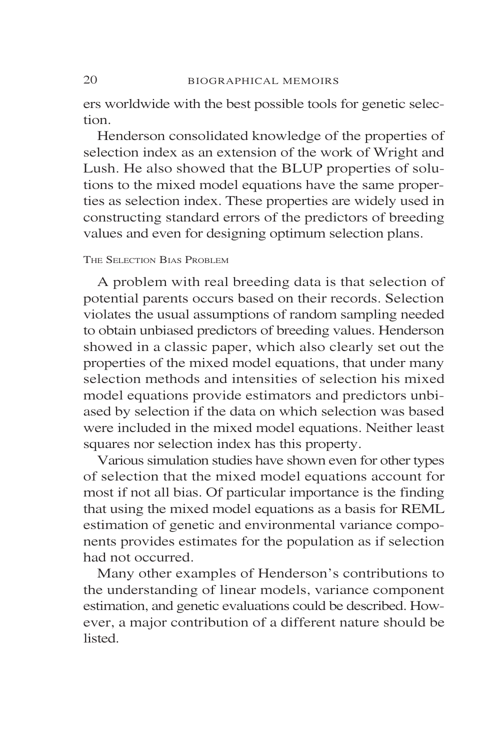ers worldwide with the best possible tools for genetic selection.

Henderson consolidated knowledge of the properties of selection index as an extension of the work of Wright and Lush. He also showed that the BLUP properties of solutions to the mixed model equations have the same properties as selection index. These properties are widely used in constructing standard errors of the predictors of breeding values and even for designing optimum selection plans.

### The Selection Bias Problem

A problem with real breeding data is that selection of potential parents occurs based on their records. Selection violates the usual assumptions of random sampling needed to obtain unbiased predictors of breeding values. Henderson showed in a classic paper, which also clearly set out the properties of the mixed model equations, that under many selection methods and intensities of selection his mixed model equations provide estimators and predictors unbiased by selection if the data on which selection was based were included in the mixed model equations. Neither least squares nor selection index has this property.

Various simulation studies have shown even for other types of selection that the mixed model equations account for most if not all bias. Of particular importance is the finding that using the mixed model equations as a basis for REML estimation of genetic and environmental variance components provides estimates for the population as if selection had not occurred.

Many other examples of Henderson's contributions to the understanding of linear models, variance component estimation, and genetic evaluations could be described. However, a major contribution of a different nature should be listed.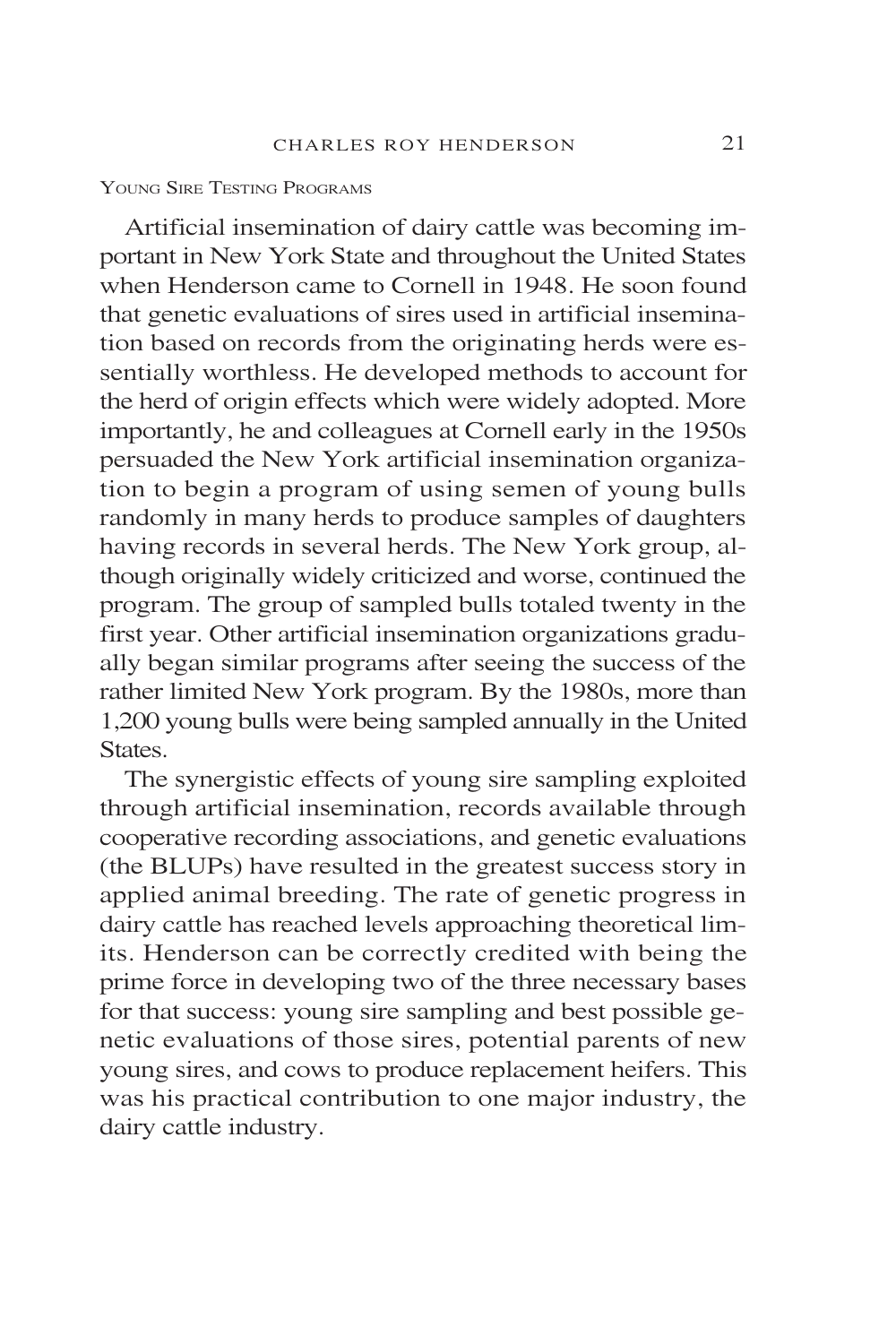## Young Sire Testing Programs

Artificial insemination of dairy cattle was becoming important in New York State and throughout the United States when Henderson came to Cornell in 1948. He soon found that genetic evaluations of sires used in artificial insemination based on records from the originating herds were essentially worthless. He developed methods to account for the herd of origin effects which were widely adopted. More importantly, he and colleagues at Cornell early in the 1950s persuaded the New York artificial insemination organization to begin a program of using semen of young bulls randomly in many herds to produce samples of daughters having records in several herds. The New York group, although originally widely criticized and worse, continued the program. The group of sampled bulls totaled twenty in the first year. Other artificial insemination organizations gradually began similar programs after seeing the success of the rather limited New York program. By the 1980s, more than 1,200 young bulls were being sampled annually in the United States.

The synergistic effects of young sire sampling exploited through artificial insemination, records available through cooperative recording associations, and genetic evaluations (the BLUPs) have resulted in the greatest success story in applied animal breeding. The rate of genetic progress in dairy cattle has reached levels approaching theoretical limits. Henderson can be correctly credited with being the prime force in developing two of the three necessary bases for that success: young sire sampling and best possible genetic evaluations of those sires, potential parents of new young sires, and cows to produce replacement heifers. This was his practical contribution to one major industry, the dairy cattle industry.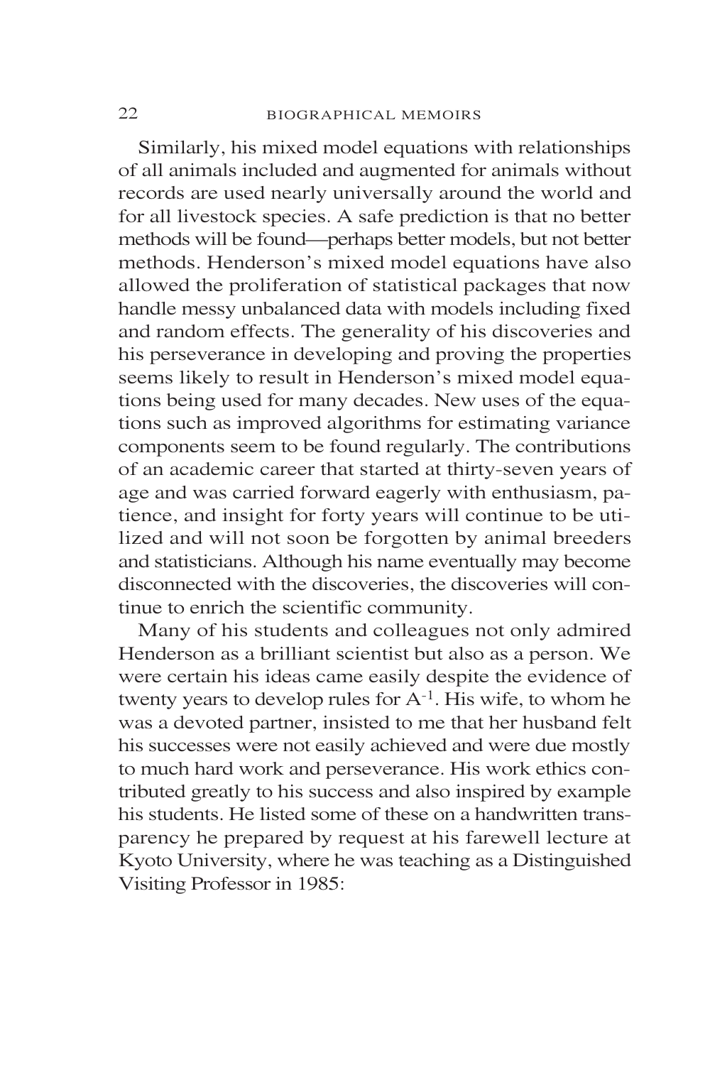Similarly, his mixed model equations with relationships of all animals included and augmented for animals without records are used nearly universally around the world and for all livestock species. A safe prediction is that no better methods will be found—perhaps better models, but not better methods. Henderson's mixed model equations have also allowed the proliferation of statistical packages that now handle messy unbalanced data with models including fixed and random effects. The generality of his discoveries and his perseverance in developing and proving the properties seems likely to result in Henderson's mixed model equations being used for many decades. New uses of the equations such as improved algorithms for estimating variance components seem to be found regularly. The contributions of an academic career that started at thirty-seven years of age and was carried forward eagerly with enthusiasm, patience, and insight for forty years will continue to be utilized and will not soon be forgotten by animal breeders and statisticians. Although his name eventually may become disconnected with the discoveries, the discoveries will continue to enrich the scientific community.

Many of his students and colleagues not only admired Henderson as a brilliant scientist but also as a person. We were certain his ideas came easily despite the evidence of twenty years to develop rules for $A^{-1}$. His wife, to whom he was a devoted partner, insisted to me that her husband felt his successes were not easily achieved and were due mostly to much hard work and perseverance. His work ethics contributed greatly to his success and also inspired by example his students. He listed some of these on a handwritten transparency he prepared by request at his farewell lecture at Kyoto University, where he was teaching as a Distinguished Visiting Professor in 1985: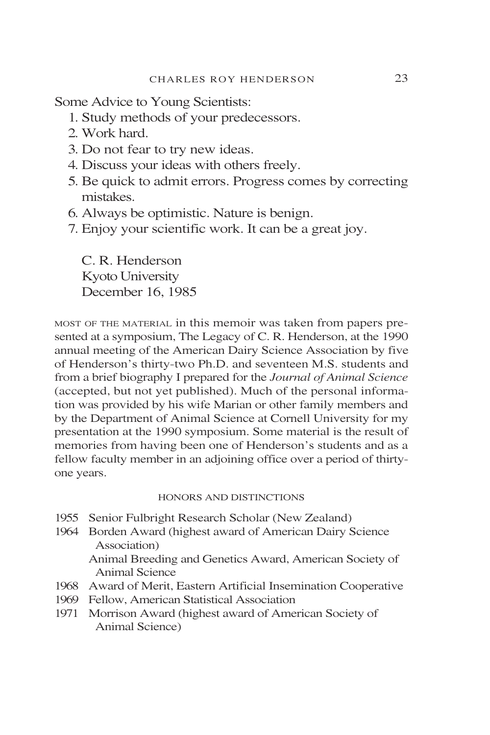Some Advice to Young Scientists:

1. Study methods of your predecessors.
2. Work hard.
3. Do not fear to try new ideas.
4. Discuss your ideas with others freely.
5. Be quick to admit errors. Progress comes by correcting mistakes.
6. Always be optimistic. Nature is benign.
7. Enjoy your scientific work. It can be a great joy.

C. R. Henderson  
Kyoto University  
December 16, 1985

MOST OF THE MATERIAL in this memoir was taken from papers presented at a symposium, The Legacy of C. R. Henderson, at the 1990 annual meeting of the American Dairy Science Association by five of Henderson's thirty-two Ph.D. and seventeen M.S. students and from a brief biography I prepared for the *Journal of Animal Science* (accepted, but not yet published). Much of the personal information was provided by his wife Marian or other family members and by the Department of Animal Science at Cornell University for my presentation at the 1990 symposium. Some material is the result of memories from having been one of Henderson's students and as a fellow faculty member in an adjoining office over a period of thirty-one years.

## HONORS AND DISTINCTIONS

1955 Senior Fulbright Research Scholar (New Zealand)

1964 Borden Award (highest award of American Dairy Science Association)
  Animal Breeding and Genetics Award, American Society of Animal Science

1968 Award of Merit, Eastern Artificial Insemination Cooperative

1969 Fellow, American Statistical Association

1971 Morrison Award (highest award of American Society of Animal Science)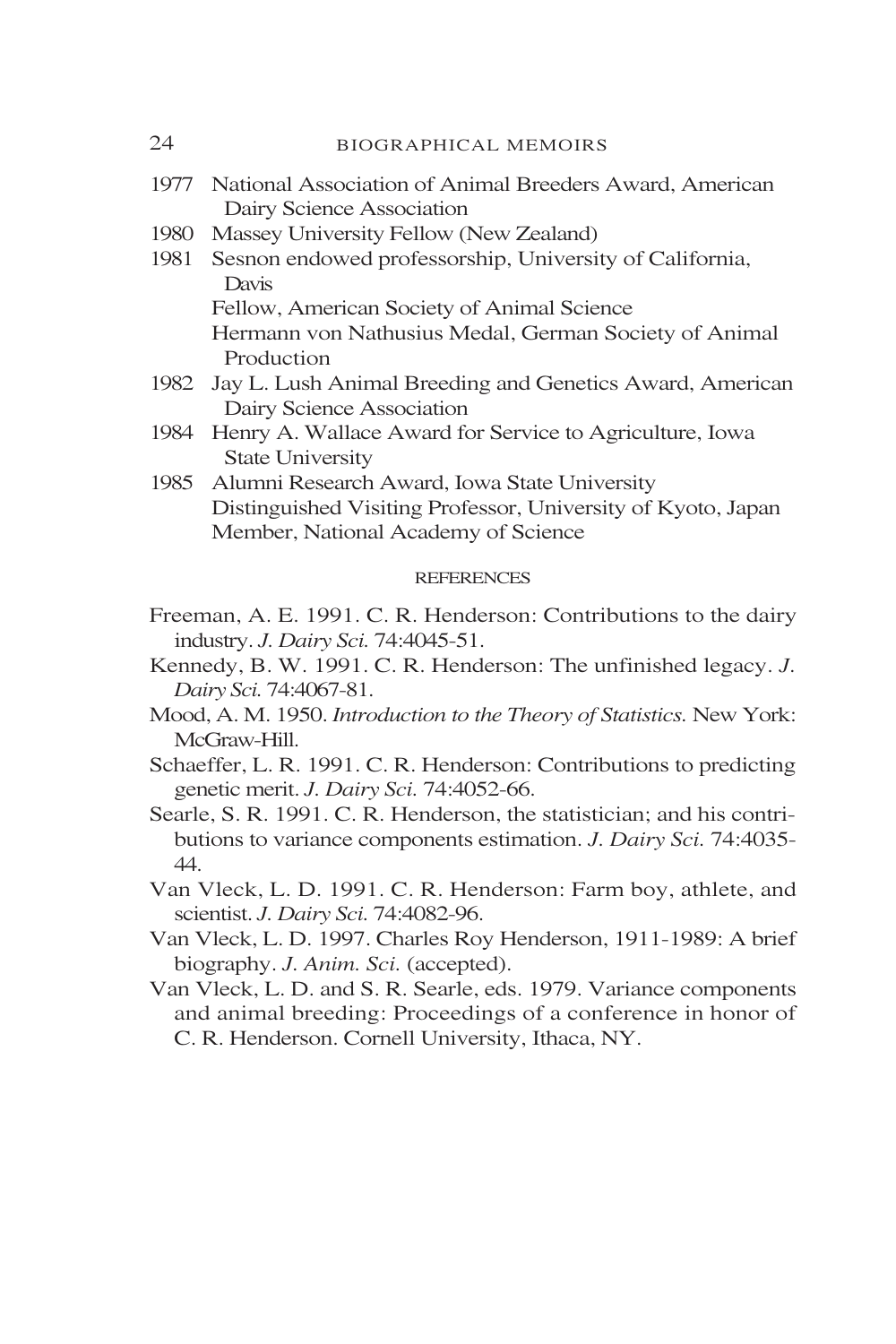1977 National Association of Animal Breeders Award, American Dairy Science Association

1980 Massey University Fellow (New Zealand)

1981 Sesnon endowed professorship, University of California, Davis

Fellow, American Society of Animal Science

Hermann von Nathusius Medal, German Society of Animal Production

1982 Jay L. Lush Animal Breeding and Genetics Award, American Dairy Science Association

1984 Henry A. Wallace Award for Service to Agriculture, Iowa State University

1985 Alumni Research Award, Iowa State University

Distinguished Visiting Professor, University of Kyoto, Japan

Member, National Academy of Science

## REFERENCES

Freeman, A. E. 1991. C. R. Henderson: Contributions to the dairy industry. *J. Dairy Sci.* 74:4045-51.

Kennedy, B. W. 1991. C. R. Henderson: The unfinished legacy. *J. Dairy Sci.* 74:4067-81.

Mood, A. M. 1950. *Introduction to the Theory of Statistics.* New York: McGraw-Hill.

Schaeffer, L. R. 1991. C. R. Henderson: Contributions to predicting genetic merit. *J. Dairy Sci.* 74:4052-66.

Searle, S. R. 1991. C. R. Henderson, the statistician; and his contributions to variance components estimation. *J. Dairy Sci.* 74:4035-44.

Van Vleck, L. D. 1991. C. R. Henderson: Farm boy, athlete, and scientist. *J. Dairy Sci.* 74:4082-96.

Van Vleck, L. D. 1997. Charles Roy Henderson, 1911-1989: A brief biography. *J. Anim. Sci.* (accepted).

Van Vleck, L. D. and S. R. Searle, eds. 1979. Variance components and animal breeding: Proceedings of a conference in honor of C. R. Henderson. Cornell University, Ithaca, NY.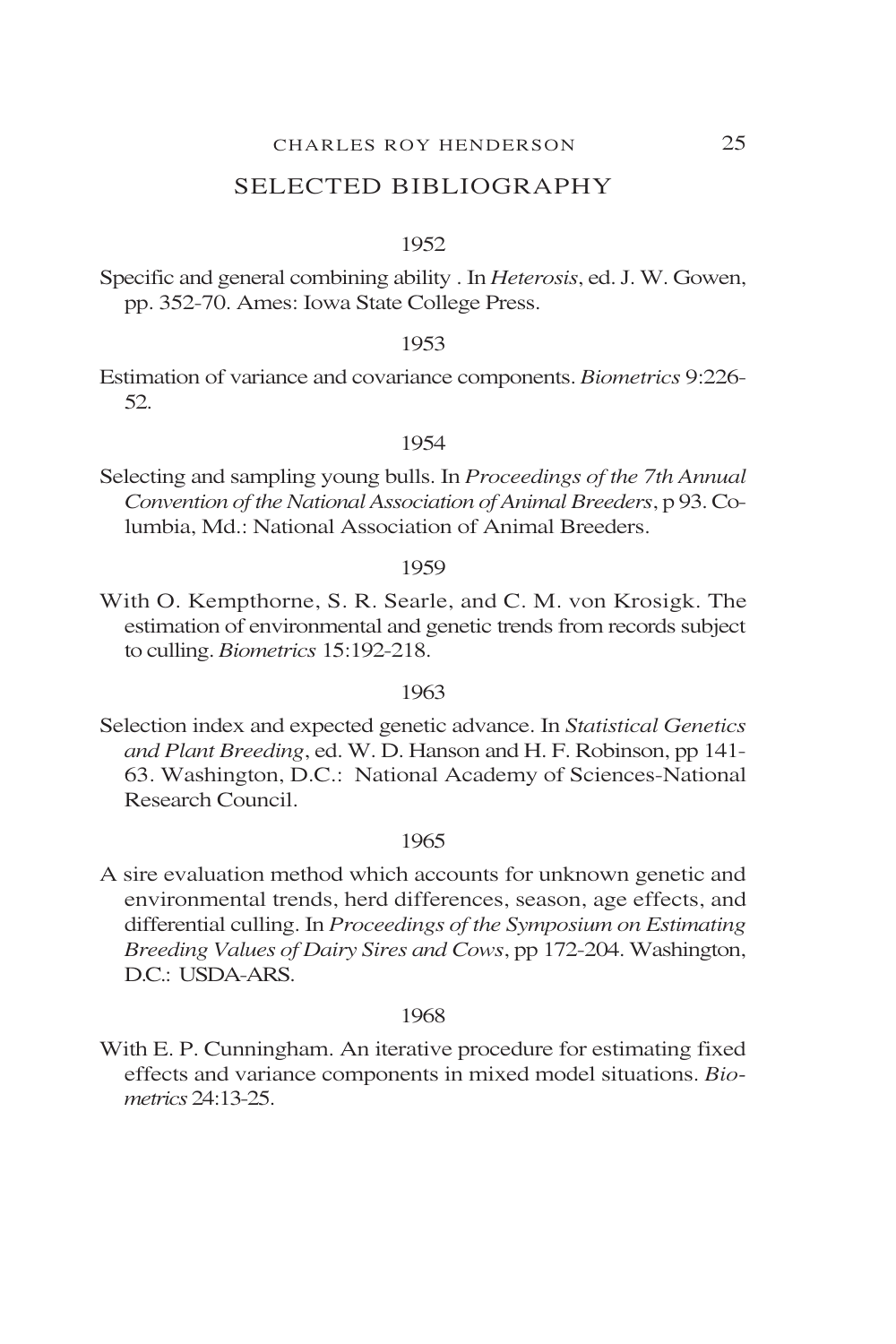## SELECTED BIBLIOGRAPHY

1952

Specific and general combining ability . In *Heterosis*, ed. J. W. Gowen, pp. 352-70. Ames: Iowa State College Press.

1953

Estimation of variance and covariance components. *Biometrics* 9:226-52.

1954

Selecting and sampling young bulls. In *Proceedings of the 7th Annual Convention of the National Association of Animal Breeders*, p 93. Columbia, Md.: National Association of Animal Breeders.

1959

With O. Kempthorne, S. R. Searle, and C. M. von Krosigk. The estimation of environmental and genetic trends from records subject to culling. *Biometrics* 15:192-218.

1963

Selection index and expected genetic advance. In *Statistical Genetics and Plant Breeding*, ed. W. D. Hanson and H. F. Robinson, pp 141-63. Washington, D.C.: National Academy of Sciences-National Research Council.

1965

A sire evaluation method which accounts for unknown genetic and environmental trends, herd differences, season, age effects, and differential culling. In *Proceedings of the Symposium on Estimating Breeding Values of Dairy Sires and Cows*, pp 172-204. Washington, D.C.: USDA-ARS.

1968

With E. P. Cunningham. An iterative procedure for estimating fixed effects and variance components in mixed model situations. *Biometrics* 24:13-25.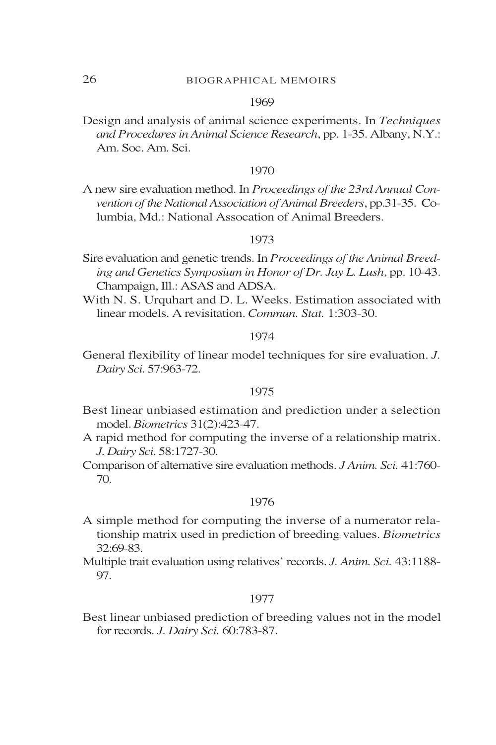1969

Design and analysis of animal science experiments. In *Techniques and Procedures in Animal Science Research*, pp. 1-35. Albany, N.Y.: Am. Soc. Am. Sci.

1970

A new sire evaluation method. In *Proceedings of the 23rd Annual Convention of the National Association of Animal Breeders*, pp.31-35. Columbia, Md.: National Assocation of Animal Breeders.

1973

Sire evaluation and genetic trends. In *Proceedings of the Animal Breeding and Genetics Symposium in Honor of Dr. Jay L. Lush*, pp. 10-43. Champaign, Ill.: ASAS and ADSA.

With N. S. Urquhart and D. L. Weeks. Estimation associated with linear models. A revisitation. *Commun. Stat.* 1:303-30.

1974

General flexibility of linear model techniques for sire evaluation. *J. Dairy Sci.* 57:963-72.

1975

Best linear unbiased estimation and prediction under a selection model. *Biometrics* 31(2):423-47.

A rapid method for computing the inverse of a relationship matrix. *J. Dairy Sci.* 58:1727-30.

Comparison of alternative sire evaluation methods. *J Anim. Sci.* 41:760-70.

1976

A simple method for computing the inverse of a numerator relationship matrix used in prediction of breeding values. *Biometrics* 32:69-83.

Multiple trait evaluation using relatives' records. *J. Anim. Sci.* 43:1188-97.

1977

Best linear unbiased prediction of breeding values not in the model for records. *J. Dairy Sci.* 60:783-87.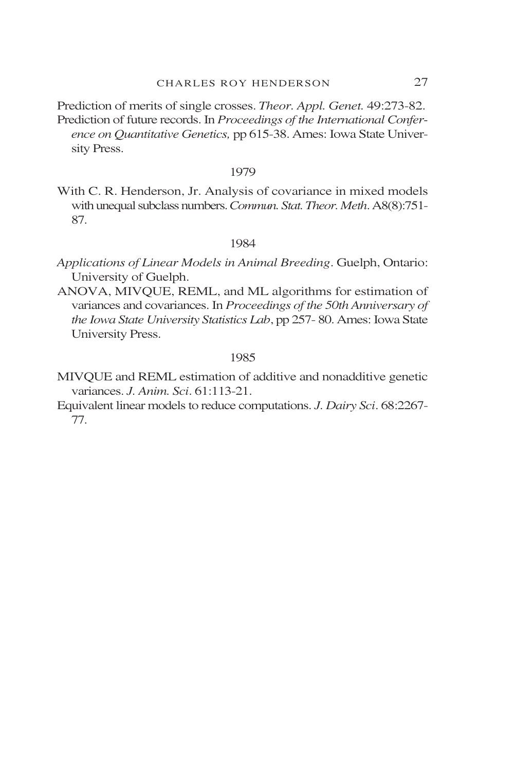Prediction of merits of single crosses. *Theor. Appl. Genet.* 49:273-82.

Prediction of future records. In *Proceedings of the International Conference on Quantitative Genetics,* pp 615-38. Ames: Iowa State University Press.

1979

With C. R. Henderson, Jr. Analysis of covariance in mixed models with unequal subclass numbers. *Commun. Stat. Theor. Meth.* A8(8):751-87.

1984

*Applications of Linear Models in Animal Breeding*. Guelph, Ontario: University of Guelph.

ANOVA, MIVQUE, REML, and ML algorithms for estimation of variances and covariances. In *Proceedings of the 50th Anniversary of the Iowa State University Statistics Lab*, pp 257- 80. Ames: Iowa State University Press.

1985

MIVQUE and REML estimation of additive and nonadditive genetic variances. *J. Anim. Sci*. 61:113-21.

Equivalent linear models to reduce computations. *J. Dairy Sci*. 68:2267-77.